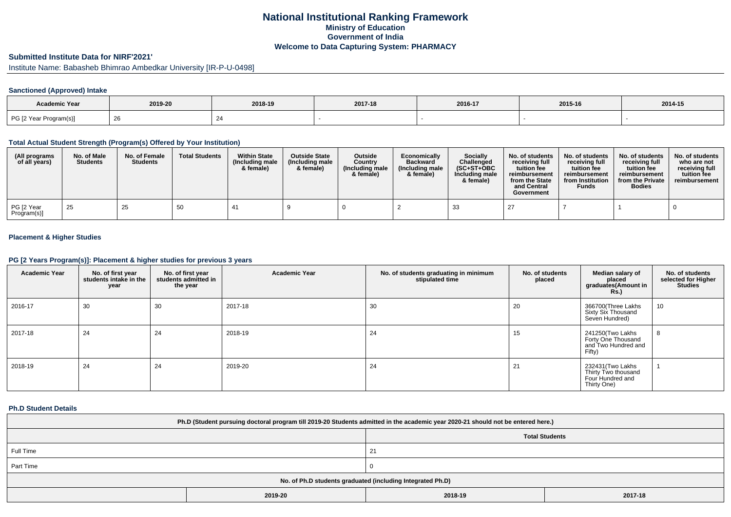# National Institutional Ranking Framework
## Ministry of Education
## Government of India
## Welcome to Data Capturing System: PHARMACY

### Submitted Institute Data for NIRF'2021'

Institute Name: Babasheb Bhimrao Ambedkar University [IR-P-U-0498]

#### Sanctioned (Approved) Intake

| Academic Year | 2019-20 | 2018-19 | 2017-18 | 2016-17 | 2015-16 | 2014-15 |
|---|---|---|---|---|---|---|
| PG [2 Year Program(s)] | 26 | 24 | - | - | - | - |

#### Total Actual Student Strength (Program(s) Offered by Your Institution)

| (All programs of all years) | No. of Male Students | No. of Female Students | Total Students | Within State (Including male & female) | Outside State (Including male & female) | Outside Country (Including male & female) | Economically Backward (Including male & female) | Socially Challenged (SC+ST+OBC Including male & female) | No. of students receiving full tuition fee reimbursement from the State and Central Government | No. of students receiving full tuition fee reimbursement from Institution Funds | No. of students receiving full tuition fee reimbursement from the Private Bodies | No. of students who are not receiving full tuition fee reimbursement |
|---|---|---|---|---|---|---|---|---|---|---|---|---|
| PG [2 Year Program(s)] | 25 | 25 | 50 | 41 | 9 | 0 | 2 | 33 | 27 | 7 | 1 | 0 |

#### Placement & Higher Studies

#### PG [2 Years Program(s)]: Placement & higher studies for previous 3 years

| Academic Year | No. of first year students intake in the year | No. of first year students admitted in the year | Academic Year | No. of students graduating in minimum stipulated time | No. of students placed | Median salary of placed graduates(Amount in Rs.) | No. of students selected for Higher Studies |
|---|---|---|---|---|---|---|---|
| 2016-17 | 30 | 30 | 2017-18 | 30 | 20 | 366700(Three Lakhs Sixty Six Thousand Seven Hundred) | 10 |
| 2017-18 | 24 | 24 | 2018-19 | 24 | 15 | 241250(Two Lakhs Forty One Thousand and Two Hundred and Fifty) | 8 |
| 2018-19 | 24 | 24 | 2019-20 | 24 | 21 | 232431(Two Lakhs Thirty Two thousand Four Hundred and Thirty One) | 1 |

#### Ph.D Student Details

| Ph.D (Student pursuing doctoral program till 2019-20 Students admitted in the academic year 2020-21 should not be entered here.) | | | |
|---|---|---|---|
| | | Total Students | |
| Full Time | | 21 | |
| Part Time | | 0 | |
| No. of Ph.D students graduated (including Integrated Ph.D) | | | |
| | 2019-20 | 2018-19 | 2017-18 |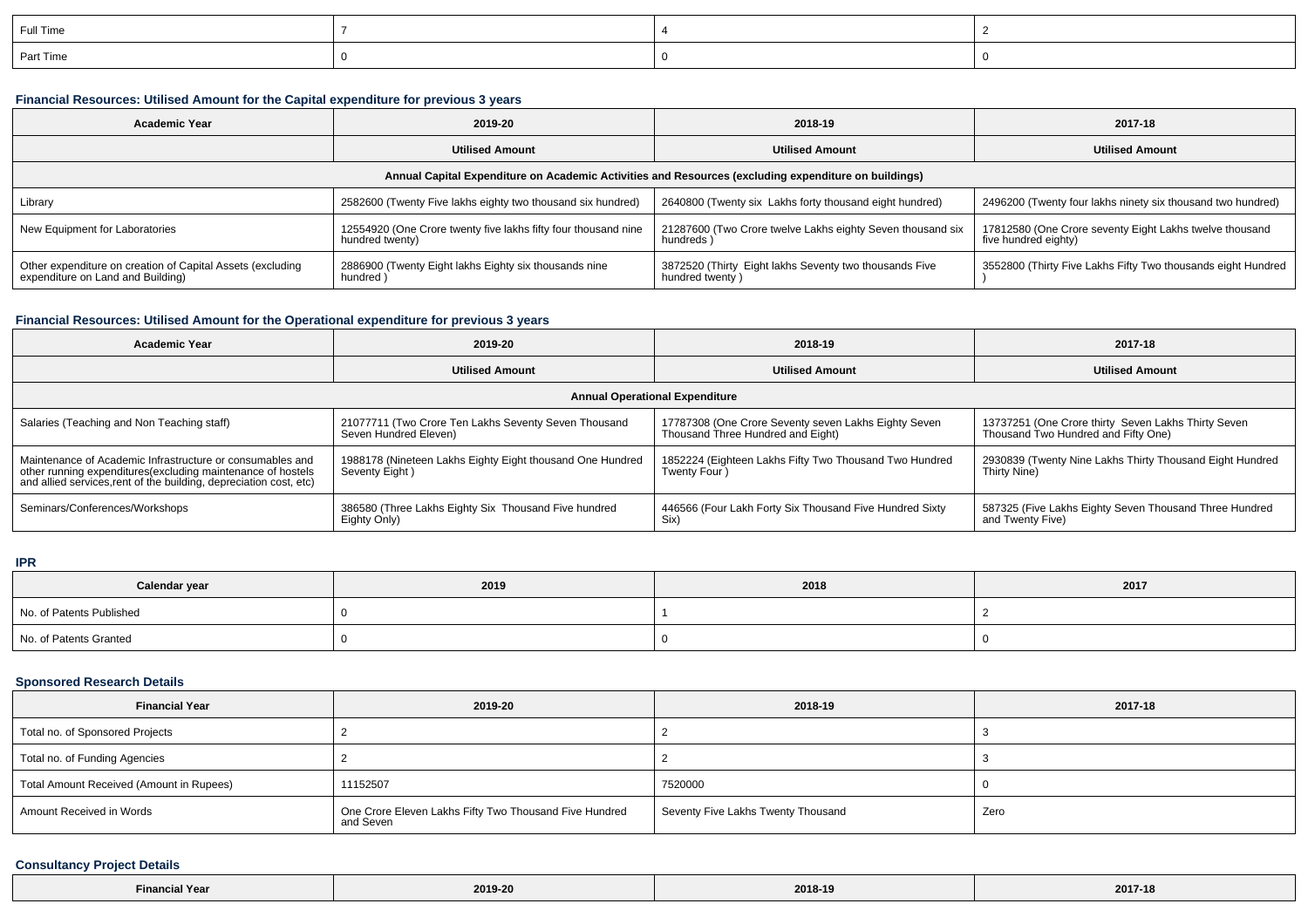| Full Time | 7 | 4 | 2 |
|---|---|---|---|
| Part Time | 0 | 0 | 0 |

### Financial Resources: Utilised Amount for the Capital expenditure for previous 3 years

| Academic Year | 2019-20 | 2018-19 | 2017-18 |
|---|---|---|---|
| | Utilised Amount | Utilised Amount | Utilised Amount |
| Annual Capital Expenditure on Academic Activities and Resources (excluding expenditure on buildings) | | | |
| Library | 2582600 (Twenty Five lakhs eighty two thousand six hundred) | 2640800 (Twenty six Lakhs forty thousand eight hundred) | 2496200 (Twenty four lakhs ninety six thousand two hundred) |
| New Equipment for Laboratories | 12554920 (One Crore twenty five lakhs fifty four thousand nine hundred twenty) | 21287600 (Two Crore twelve Lakhs eighty Seven thousand six hundreds ) | 17812580 (One Crore seventy Eight Lakhs twelve thousand five hundred eighty) |
| Other expenditure on creation of Capital Assets (excluding expenditure on Land and Building) | 2886900 (Twenty Eight lakhs Eighty six thousands nine hundred ) | 3872520 (Thirty Eight lakhs Seventy two thousands Five hundred twenty ) | 3552800 (Thirty Five Lakhs Fifty Two thousands eight Hundred ) |

### Financial Resources: Utilised Amount for the Operational expenditure for previous 3 years

| Academic Year | 2019-20 | 2018-19 | 2017-18 |
|---|---|---|---|
| | Utilised Amount | Utilised Amount | Utilised Amount |
| Annual Operational Expenditure | | | |
| Salaries (Teaching and Non Teaching staff) | 21077711 (Two Crore Ten Lakhs Seventy Seven Thousand Seven Hundred Eleven) | 17787308 (One Crore Seventy seven Lakhs Eighty Seven Thousand Three Hundred and Eight) | 13737251 (One Crore thirty Seven Lakhs Thirty Seven Thousand Two Hundred and Fifty One) |
| Maintenance of Academic Infrastructure or consumables and other running expenditures(excluding maintenance of hostels and allied services,rent of the building, depreciation cost, etc) | 1988178 (Nineteen Lakhs Eighty Eight thousand One Hundred Seventy Eight ) | 1852224 (Eighteen Lakhs Fifty Two Thousand Two Hundred Twenty Four ) | 2930839 (Twenty Nine Lakhs Thirty Thousand Eight Hundred Thirty Nine) |
| Seminars/Conferences/Workshops | 386580 (Three Lakhs Eighty Six Thousand Five hundred Eighty Only) | 446566 (Four Lakh Forty Six Thousand Five Hundred Sixty Six) | 587325 (Five Lakhs Eighty Seven Thousand Three Hundred and Twenty Five) |

### IPR

| Calendar year | 2019 | 2018 | 2017 |
|---|---|---|---|
| No. of Patents Published | 0 | 1 | 2 |
| No. of Patents Granted | 0 | 0 | 0 |

### Sponsored Research Details

| Financial Year | 2019-20 | 2018-19 | 2017-18 |
|---|---|---|---|
| Total no. of Sponsored Projects | 2 | 2 | 3 |
| Total no. of Funding Agencies | 2 | 2 | 3 |
| Total Amount Received (Amount in Rupees) | 11152507 | 7520000 | 0 |
| Amount Received in Words | One Crore Eleven Lakhs Fifty Two Thousand Five Hundred and Seven | Seventy Five Lakhs Twenty Thousand | Zero |

### Consultancy Project Details

| Financial Year | 2019-20 | 2018-19 | 2017-18 |
|---|---|---|---|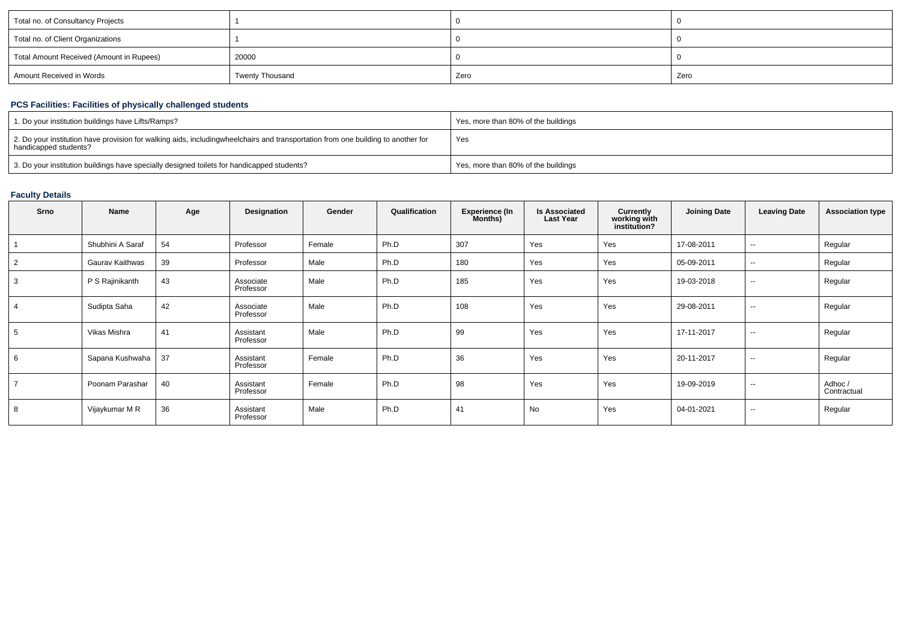| | | | |
|---|---|---|---|
| Total no. of Consultancy Projects | 1 | 0 | 0 |
| Total no. of Client Organizations | 1 | 0 | 0 |
| Total Amount Received (Amount in Rupees) | 20000 | 0 | 0 |
| Amount Received in Words | Twenty Thousand | Zero | Zero |

### PCS Facilities: Facilities of physically challenged students

| | |
|---|---|
| 1. Do your institution buildings have Lifts/Ramps? | Yes, more than 80% of the buildings |
| 2. Do your institution have provision for walking aids, includingwheelchairs and transportation from one building to another for handicapped students? | Yes |
| 3. Do your institution buildings have specially designed toilets for handicapped students? | Yes, more than 80% of the buildings |

### Faculty Details

| Srno | Name | Age | Designation | Gender | Qualification | Experience (In Months) | Is Associated Last Year | Currently working with institution? | Joining Date | Leaving Date | Association type |
|---|---|---|---|---|---|---|---|---|---|---|---|
| 1 | Shubhini A Saraf | 54 | Professor | Female | Ph.D | 307 | Yes | Yes | 17-08-2011 | -- | Regular |
| 2 | Gaurav Kaithwas | 39 | Professor | Male | Ph.D | 180 | Yes | Yes | 05-09-2011 | -- | Regular |
| 3 | P S Rajinikanth | 43 | Associate Professor | Male | Ph.D | 185 | Yes | Yes | 19-03-2018 | -- | Regular |
| 4 | Sudipta Saha | 42 | Associate Professor | Male | Ph.D | 108 | Yes | Yes | 29-08-2011 | -- | Regular |
| 5 | Vikas Mishra | 41 | Assistant Professor | Male | Ph.D | 99 | Yes | Yes | 17-11-2017 | -- | Regular |
| 6 | Sapana Kushwaha | 37 | Assistant Professor | Female | Ph.D | 36 | Yes | Yes | 20-11-2017 | -- | Regular |
| 7 | Poonam Parashar | 40 | Assistant Professor | Female | Ph.D | 98 | Yes | Yes | 19-09-2019 | -- | Adhoc / Contractual |
| 8 | Vijaykumar M R | 36 | Assistant Professor | Male | Ph.D | 41 | No | Yes | 04-01-2021 | -- | Regular |